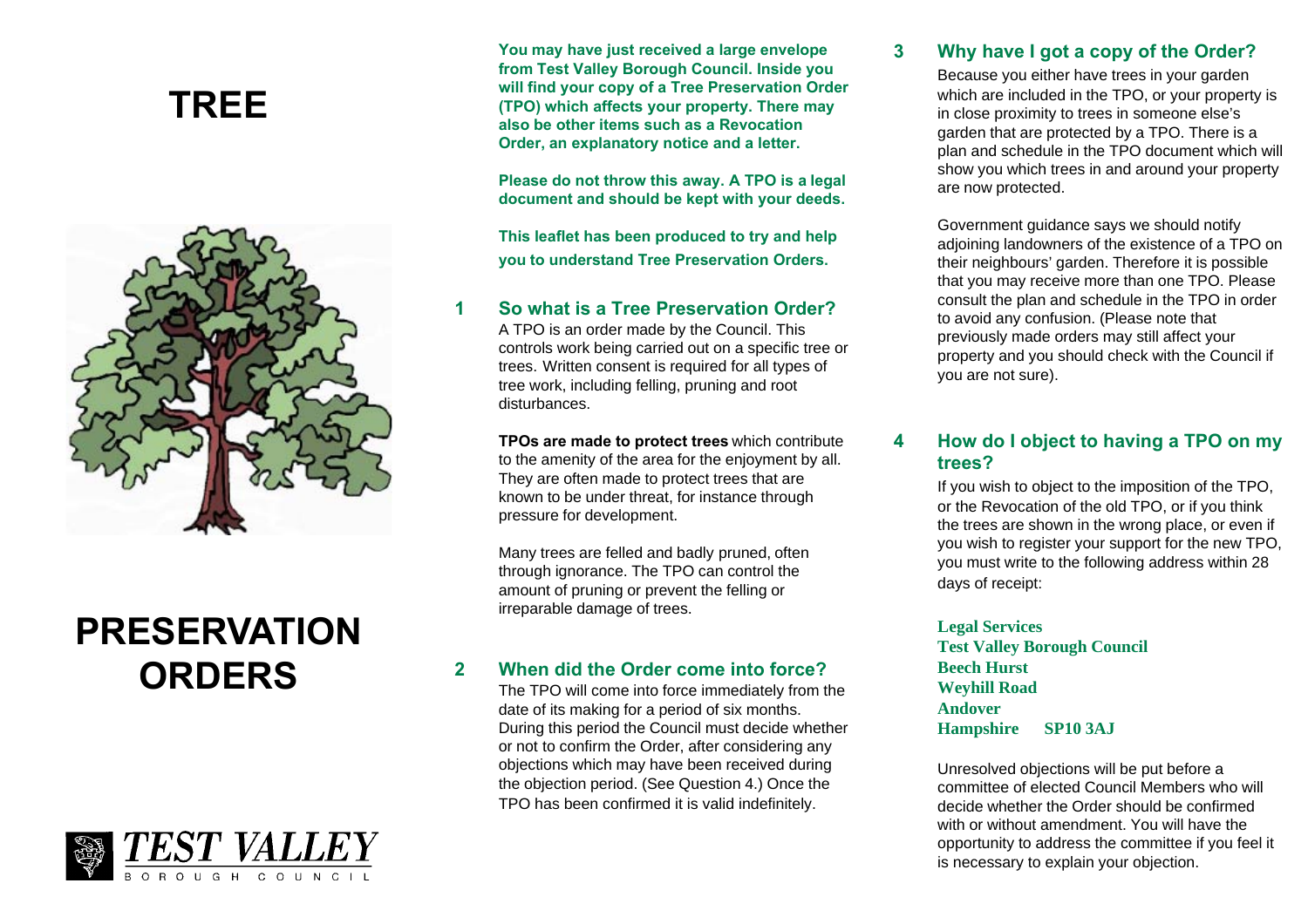# TREE PRESERVATION ORDERS

TEST VALLEY BOROUGH COUNCIL

**You may have just received a large envelope from Test Valley Borough Council. Inside you will find your copy of a Tree Preservation Order (TPO) which affects your property. There may also be other items such as a Revocation Order, an explanatory notice and a letter.**

**Please do not throw this away. A TPO is a legal document and should be kept with your deeds.**

**This leaflet has been produced to try and help you to understand Tree Preservation Orders.**

## 1 So what is a Tree Preservation Order?

A TPO is an order made by the Council. This controls work being carried out on a specific tree or trees. Written consent is required for all types of tree work, including felling, pruning and root disturbances.

**TPOs are made to protect trees** which contribute to the amenity of the area for the enjoyment by all. They are often made to protect trees that are known to be under threat, for instance through pressure for development.

Many trees are felled and badly pruned, often through ignorance. The TPO can control the amount of pruning or prevent the felling or irreparable damage of trees.

## 2 When did the Order come into force?

The TPO will come into force immediately from the date of its making for a period of six months. During this period the Council must decide whether or not to confirm the Order, after considering any objections which may have been received during the objection period. (See Question 4.) Once the TPO has been confirmed it is valid indefinitely.

## 3 Why have I got a copy of the Order?

Because you either have trees in your garden which are included in the TPO, or your property is in close proximity to trees in someone else's garden that are protected by a TPO. There is a plan and schedule in the TPO document which will show you which trees in and around your property are now protected.

Government guidance says we should notify adjoining landowners of the existence of a TPO on their neighbours' garden. Therefore it is possible that you may receive more than one TPO. Please consult the plan and schedule in the TPO in order to avoid any confusion. (Please note that previously made orders may still affect your property and you should check with the Council if you are not sure).

## 4 How do I object to having a TPO on my trees?

If you wish to object to the imposition of the TPO, or the Revocation of the old TPO, or if you think the trees are shown in the wrong place, or even if you wish to register your support for the new TPO, you must write to the following address within 28 days of receipt:

**Legal Services**
**Test Valley Borough Council**
**Beech Hurst**
**Weyhill Road**
**Andover**
**Hampshire SP10 3AJ**

Unresolved objections will be put before a committee of elected Council Members who will decide whether the Order should be confirmed with or without amendment. You will have the opportunity to address the committee if you feel it is necessary to explain your objection.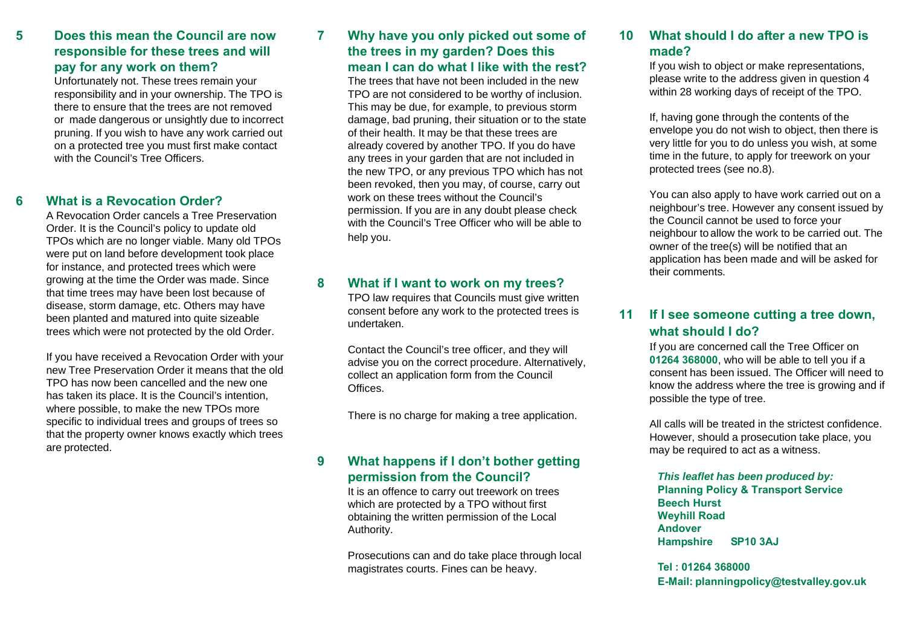## 5 Does this mean the Council are now responsible for these trees and will pay for any work on them?

Unfortunately not. These trees remain your responsibility and in your ownership. The TPO is there to ensure that the trees are not removed or made dangerous or unsightly due to incorrect pruning. If you wish to have any work carried out on a protected tree you must first make contact with the Council's Tree Officers.

## 6 What is a Revocation Order?

A Revocation Order cancels a Tree Preservation Order. It is the Council's policy to update old TPOs which are no longer viable. Many old TPOs were put on land before development took place for instance, and protected trees which were growing at the time the Order was made. Since that time trees may have been lost because of disease, storm damage, etc. Others may have been planted and matured into quite sizeable trees which were not protected by the old Order.

If you have received a Revocation Order with your new Tree Preservation Order it means that the old TPO has now been cancelled and the new one has taken its place. It is the Council's intention, where possible, to make the new TPOs more specific to individual trees and groups of trees so that the property owner knows exactly which trees are protected.

## 7 Why have you only picked out some of the trees in my garden? Does this mean I can do what I like with the rest?

The trees that have not been included in the new TPO are not considered to be worthy of inclusion. This may be due, for example, to previous storm damage, bad pruning, their situation or to the state of their health. It may be that these trees are already covered by another TPO. If you do have any trees in your garden that are not included in the new TPO, or any previous TPO which has not been revoked, then you may, of course, carry out work on these trees without the Council's permission. If you are in any doubt please check with the Council's Tree Officer who will be able to help you.

## 8 What if I want to work on my trees?

TPO law requires that Councils must give written consent before any work to the protected trees is undertaken.

Contact the Council's tree officer, and they will advise you on the correct procedure. Alternatively, collect an application form from the Council Offices.

There is no charge for making a tree application.

## 9 What happens if I don't bother getting permission from the Council?

It is an offence to carry out treework on trees which are protected by a TPO without first obtaining the written permission of the Local Authority.

Prosecutions can and do take place through local magistrates courts. Fines can be heavy.

## 10 What should I do after a new TPO is made?

If you wish to object or make representations, please write to the address given in question 4 within 28 working days of receipt of the TPO.

If, having gone through the contents of the envelope you do not wish to object, then there is very little for you to do unless you wish, at some time in the future, to apply for treework on your protected trees (see no.8).

You can also apply to have work carried out on a neighbour's tree. However any consent issued by the Council cannot be used to force your neighbour to allow the work to be carried out. The owner of the tree(s) will be notified that an application has been made and will be asked for their comments.

## 11 If I see someone cutting a tree down, what should I do?

If you are concerned call the Tree Officer on **01264 368000**, who will be able to tell you if a consent has been issued. The Officer will need to know the address where the tree is growing and if possible the type of tree.

All calls will be treated in the strictest confidence. However, should a prosecution take place, you may be required to act as a witness.

***This leaflet has been produced by:***
**Planning Policy & Transport Service**
**Beech Hurst**
**Weyhill Road**
**Andover**
**Hampshire SP10 3AJ**

**Tel : 01264 368000**
**E-Mail: planningpolicy@testvalley.gov.uk**